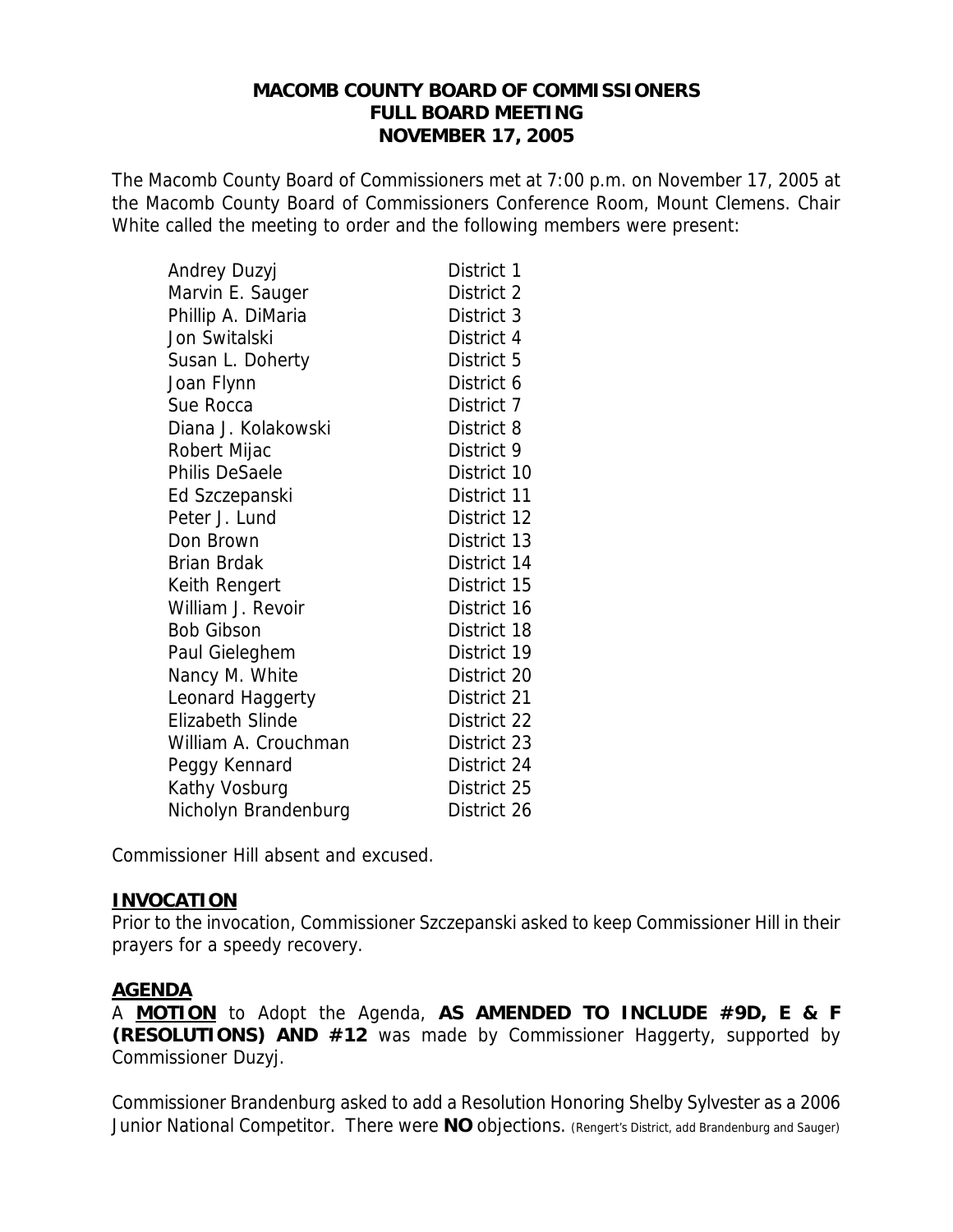# MACOMB COUNTY BOARD OF COMMISSIONERS
## FULL BOARD MEETING
## NOVEMBER 17, 2005

The Macomb County Board of Commissioners met at 7:00 p.m. on November 17, 2005 at the Macomb County Board of Commissioners Conference Room, Mount Clemens. Chair White called the meeting to order and the following members were present:

| | |
|---|---|
| Andrey Duzyj | District 1 |
| Marvin E. Sauger | District 2 |
| Phillip A. DiMaria | District 3 |
| Jon Switalski | District 4 |
| Susan L. Doherty | District 5 |
| Joan Flynn | District 6 |
| Sue Rocca | District 7 |
| Diana J. Kolakowski | District 8 |
| Robert Mijac | District 9 |
| Philis DeSaele | District 10 |
| Ed Szczepanski | District 11 |
| Peter J. Lund | District 12 |
| Don Brown | District 13 |
| Brian Brdak | District 14 |
| Keith Rengert | District 15 |
| William J. Revoir | District 16 |
| Bob Gibson | District 18 |
| Paul Gieleghem | District 19 |
| Nancy M. White | District 20 |
| Leonard Haggerty | District 21 |
| Elizabeth Slinde | District 22 |
| William A. Crouchman | District 23 |
| Peggy Kennard | District 24 |
| Kathy Vosburg | District 25 |
| Nicholyn Brandenburg | District 26 |

Commissioner Hill absent and excused.

**INVOCATION**

Prior to the invocation, Commissioner Szczepanski asked to keep Commissioner Hill in their prayers for a speedy recovery.

**AGENDA**

A **MOTION** to Adopt the Agenda, **AS AMENDED TO INCLUDE #9D, E & F (RESOLUTIONS) AND #12** was made by Commissioner Haggerty, supported by Commissioner Duzyj.

Commissioner Brandenburg asked to add a Resolution Honoring Shelby Sylvester as a 2006 Junior National Competitor. There were **NO** objections. (Rengert's District, add Brandenburg and Sauger)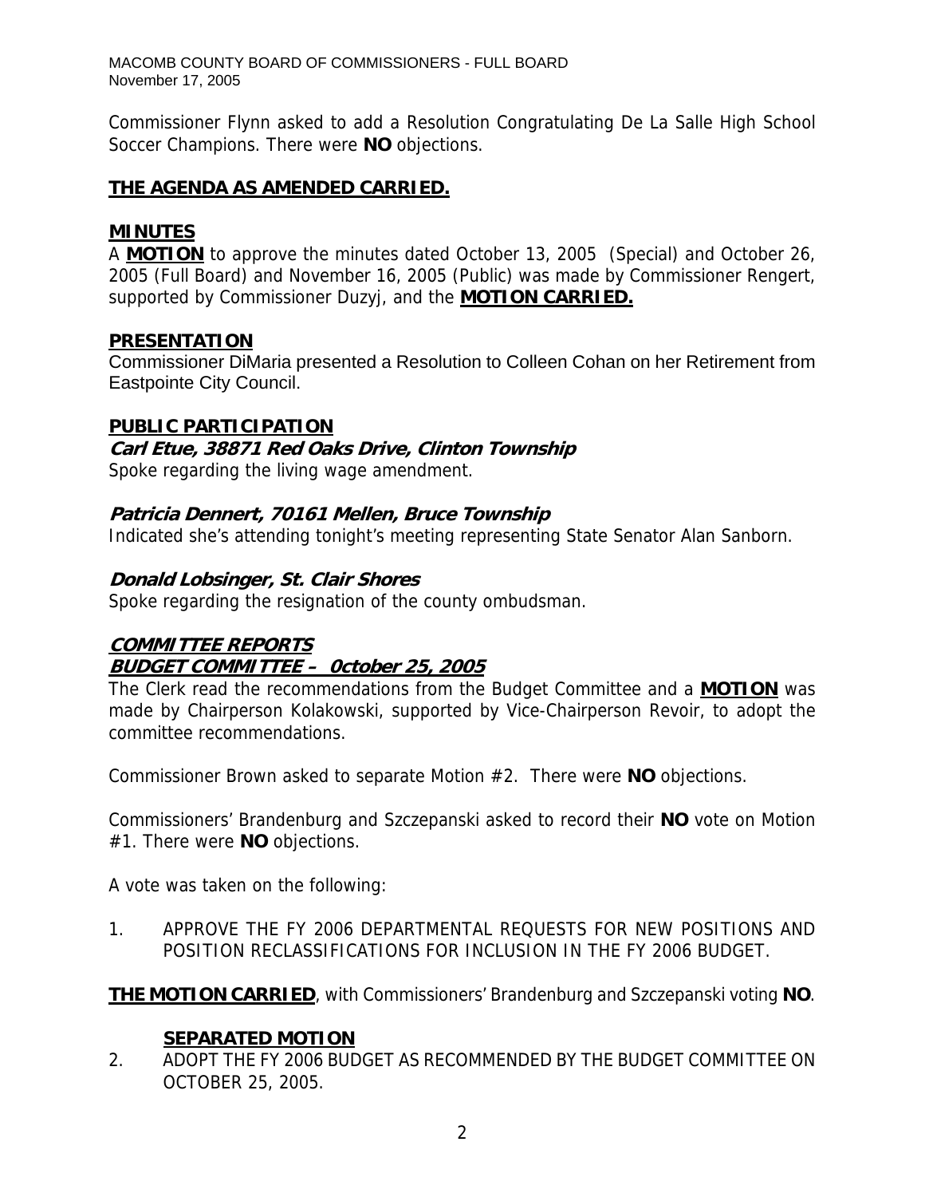Commissioner Flynn asked to add a Resolution Congratulating De La Salle High School Soccer Champions. There were **NO** objections.

**THE AGENDA AS AMENDED CARRIED.**

## MINUTES

A **MOTION** to approve the minutes dated October 13, 2005 (Special) and October 26, 2005 (Full Board) and November 16, 2005 (Public) was made by Commissioner Rengert, supported by Commissioner Duzyj, and the **MOTION CARRIED.**

## PRESENTATION

Commissioner DiMaria presented a Resolution to Colleen Cohan on her Retirement from Eastpointe City Council.

## PUBLIC PARTICIPATION

### *Carl Etue, 38871 Red Oaks Drive, Clinton Township*

Spoke regarding the living wage amendment.

### *Patricia Dennert, 70161 Mellen, Bruce Township*

Indicated she's attending tonight's meeting representing State Senator Alan Sanborn.

### *Donald Lobsinger, St. Clair Shores*

Spoke regarding the resignation of the county ombudsman.

## *COMMITTEE REPORTS*

### *BUDGET COMMITTEE – 0ctober 25, 2005*

The Clerk read the recommendations from the Budget Committee and a **MOTION** was made by Chairperson Kolakowski, supported by Vice-Chairperson Revoir, to adopt the committee recommendations.

Commissioner Brown asked to separate Motion #2. There were **NO** objections.

Commissioners' Brandenburg and Szczepanski asked to record their **NO** vote on Motion #1. There were **NO** objections.

A vote was taken on the following:

1. APPROVE THE FY 2006 DEPARTMENTAL REQUESTS FOR NEW POSITIONS AND POSITION RECLASSIFICATIONS FOR INCLUSION IN THE FY 2006 BUDGET.

**THE MOTION CARRIED**, with Commissioners' Brandenburg and Szczepanski voting **NO**.

**SEPARATED MOTION**

2. ADOPT THE FY 2006 BUDGET AS RECOMMENDED BY THE BUDGET COMMITTEE ON OCTOBER 25, 2005.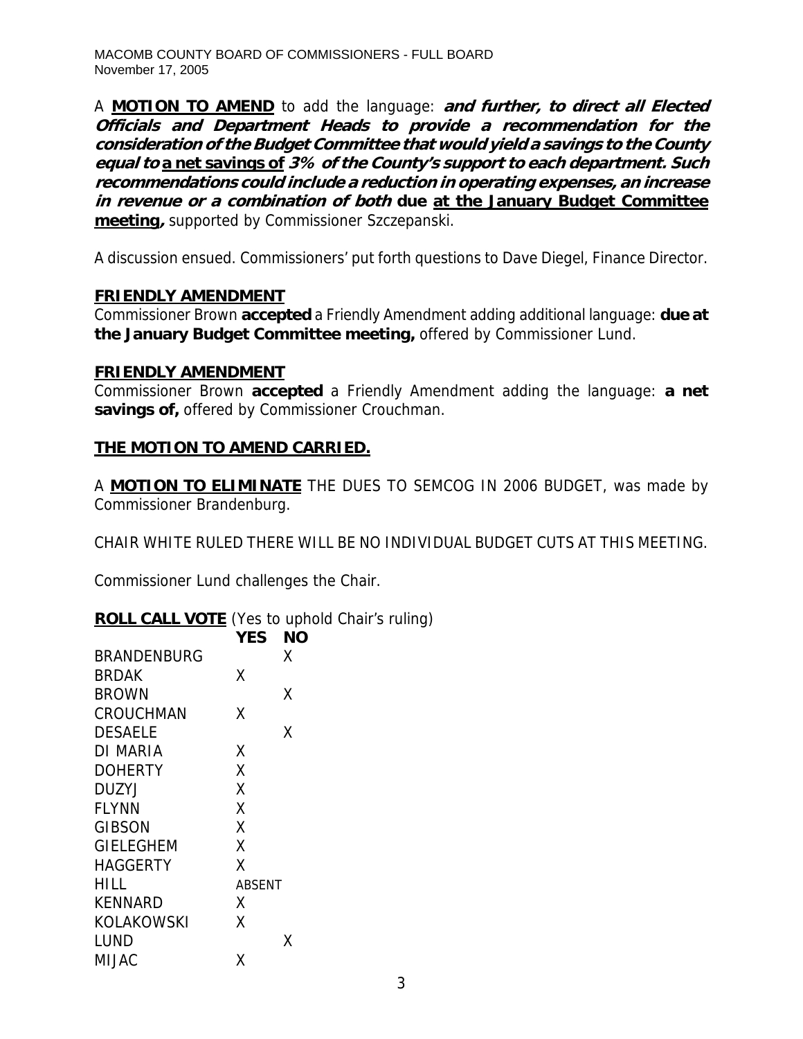A **MOTION TO AMEND** to add the language: ***and further, to direct all Elected Officials and Department Heads to provide a recommendation for the consideration of the Budget Committee that would yield a savings to the County equal to*** **a net savings of** ***3% of the County's support to each department. Such recommendations could include a reduction in operating expenses, an increase in revenue or a combination of both*** **due at the January Budget Committee meeting,** supported by Commissioner Szczepanski.

A discussion ensued. Commissioners' put forth questions to Dave Diegel, Finance Director.

**FRIENDLY AMENDMENT**

Commissioner Brown **accepted** a Friendly Amendment adding additional language: **due at the January Budget Committee meeting,** offered by Commissioner Lund.

**FRIENDLY AMENDMENT**

Commissioner Brown **accepted** a Friendly Amendment adding the language: **a net savings of,** offered by Commissioner Crouchman.

**THE MOTION TO AMEND CARRIED.**

A **MOTION TO ELIMINATE** THE DUES TO SEMCOG IN 2006 BUDGET, was made by Commissioner Brandenburg.

CHAIR WHITE RULED THERE WILL BE NO INDIVIDUAL BUDGET CUTS AT THIS MEETING.

Commissioner Lund challenges the Chair.

**ROLL CALL VOTE** (Yes to uphold Chair's ruling)

| | YES | NO |
|---|---|---|
| BRANDENBURG | | X |
| BRDAK | X | |
| BROWN | | X |
| CROUCHMAN | X | |
| DESAELE | | X |
| DI MARIA | X | |
| DOHERTY | X | |
| DUZYJ | X | |
| FLYNN | X | |
| GIBSON | X | |
| GIELEGHEM | X | |
| HAGGERTY | X | |
| HILL | ABSENT | |
| KENNARD | X | |
| KOLAKOWSKI | X | |
| LUND | | X |
| MIJAC | X | |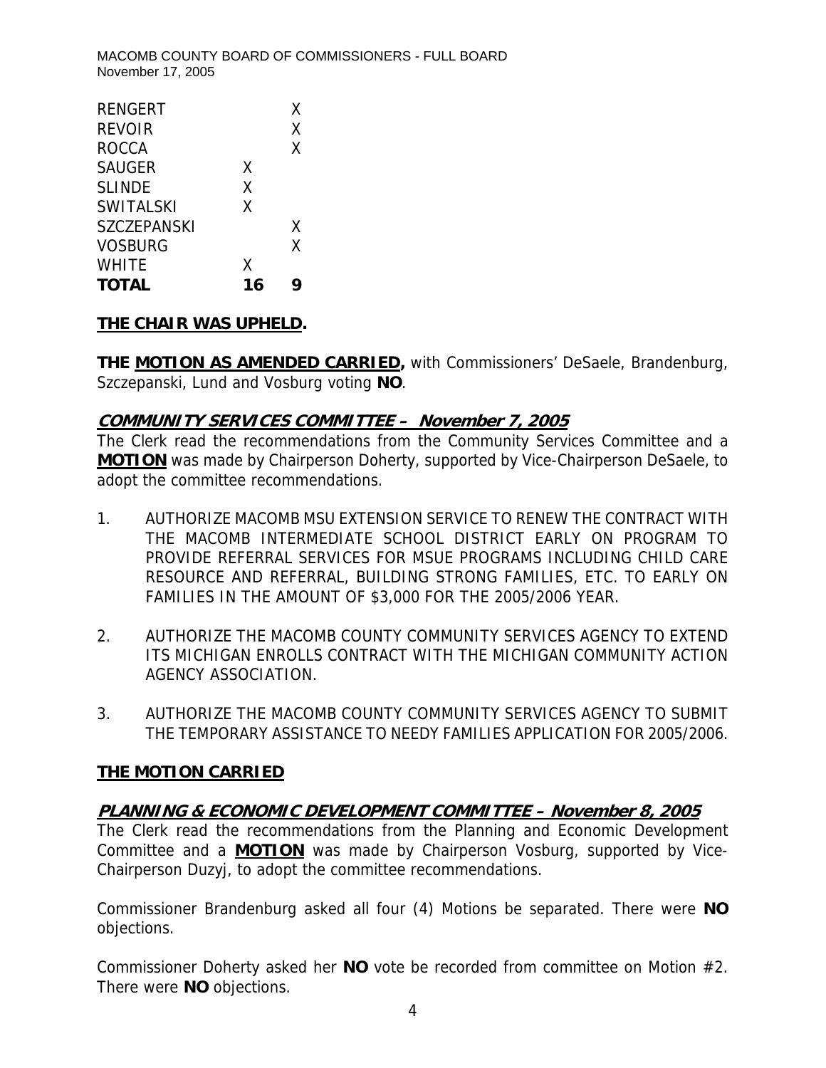| | | |
|---|---|---|
| RENGERT | | X |
| REVOIR | | X |
| ROCCA | | X |
| SAUGER | X | |
| SLINDE | X | |
| SWITALSKI | X | |
| SZCZEPANSKI | | X |
| VOSBURG | | X |
| WHITE | X | |
| **TOTAL** | **16** | **9** |

**<u>THE CHAIR WAS UPHELD</u>.**

**THE <u>MOTION AS AMENDED CARRIED</u>,** with Commissioners' DeSaele, Brandenburg, Szczepanski, Lund and Vosburg voting **NO**.

## ***<u>COMMUNITY SERVICES COMMITTEE – November 7, 2005</u>***

The Clerk read the recommendations from the Community Services Committee and a **<u>MOTION</u>** was made by Chairperson Doherty, supported by Vice-Chairperson DeSaele, to adopt the committee recommendations.

1. AUTHORIZE MACOMB MSU EXTENSION SERVICE TO RENEW THE CONTRACT WITH THE MACOMB INTERMEDIATE SCHOOL DISTRICT EARLY ON PROGRAM TO PROVIDE REFERRAL SERVICES FOR MSUE PROGRAMS INCLUDING CHILD CARE RESOURCE AND REFERRAL, BUILDING STRONG FAMILIES, ETC. TO EARLY ON FAMILIES IN THE AMOUNT OF $3,000 FOR THE 2005/2006 YEAR.

2. AUTHORIZE THE MACOMB COUNTY COMMUNITY SERVICES AGENCY TO EXTEND ITS MICHIGAN ENROLLS CONTRACT WITH THE MICHIGAN COMMUNITY ACTION AGENCY ASSOCIATION.

3. AUTHORIZE THE MACOMB COUNTY COMMUNITY SERVICES AGENCY TO SUBMIT THE TEMPORARY ASSISTANCE TO NEEDY FAMILIES APPLICATION FOR 2005/2006.

**<u>THE MOTION CARRIED</u>**

## ***<u>PLANNING & ECONOMIC DEVELOPMENT COMMITTEE – November 8, 2005</u>***

The Clerk read the recommendations from the Planning and Economic Development Committee and a **<u>MOTION</u>** was made by Chairperson Vosburg, supported by Vice-Chairperson Duzyj, to adopt the committee recommendations.

Commissioner Brandenburg asked all four (4) Motions be separated. There were **NO** objections.

Commissioner Doherty asked her **NO** vote be recorded from committee on Motion #2. There were **NO** objections.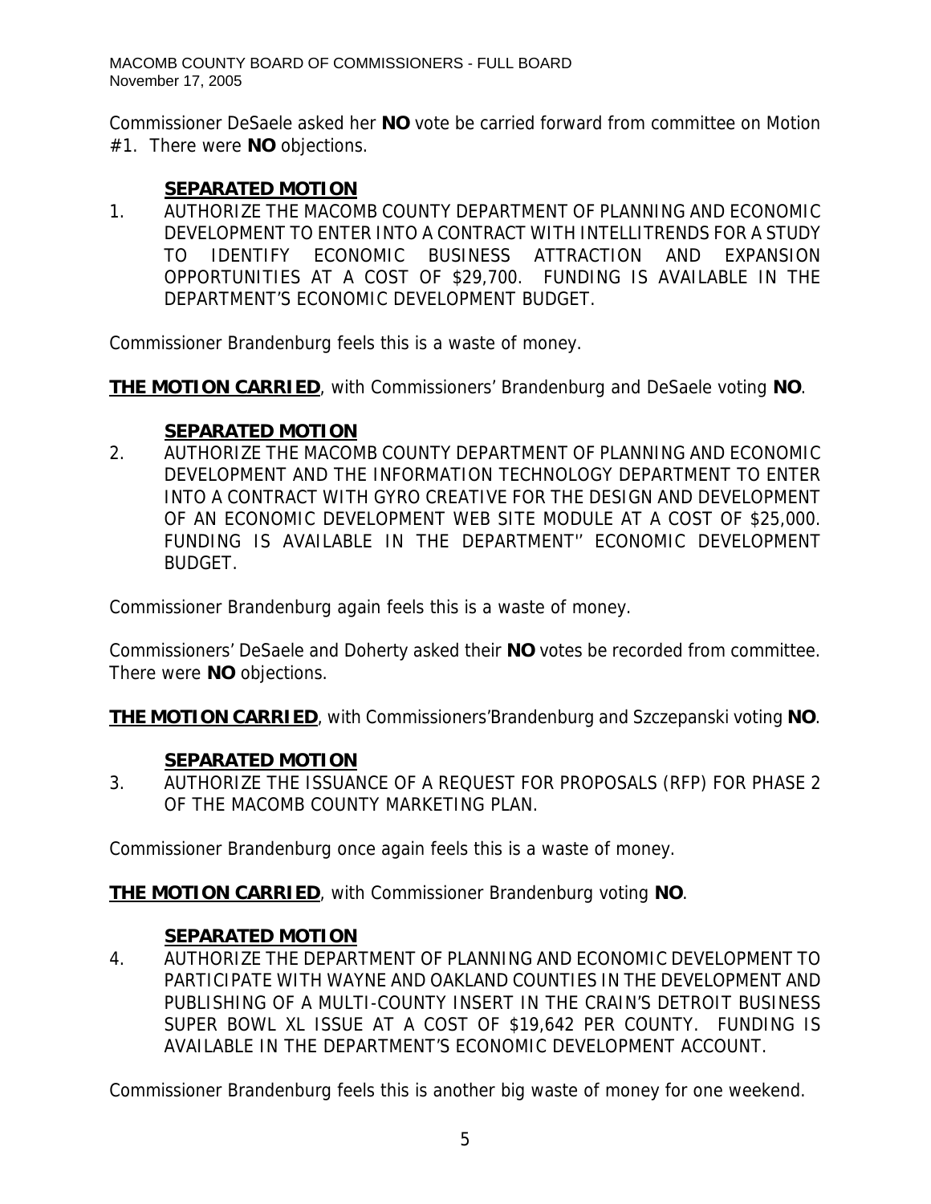Commissioner DeSaele asked her **NO** vote be carried forward from committee on Motion #1. There were **NO** objections.

**SEPARATED MOTION**

1. AUTHORIZE THE MACOMB COUNTY DEPARTMENT OF PLANNING AND ECONOMIC DEVELOPMENT TO ENTER INTO A CONTRACT WITH INTELLITRENDS FOR A STUDY TO IDENTIFY ECONOMIC BUSINESS ATTRACTION AND EXPANSION OPPORTUNITIES AT A COST OF $29,700. FUNDING IS AVAILABLE IN THE DEPARTMENT'S ECONOMIC DEVELOPMENT BUDGET.

Commissioner Brandenburg feels this is a waste of money.

**THE MOTION CARRIED**, with Commissioners' Brandenburg and DeSaele voting **NO**.

**SEPARATED MOTION**

2. AUTHORIZE THE MACOMB COUNTY DEPARTMENT OF PLANNING AND ECONOMIC DEVELOPMENT AND THE INFORMATION TECHNOLOGY DEPARTMENT TO ENTER INTO A CONTRACT WITH GYRO CREATIVE FOR THE DESIGN AND DEVELOPMENT OF AN ECONOMIC DEVELOPMENT WEB SITE MODULE AT A COST OF $25,000. FUNDING IS AVAILABLE IN THE DEPARTMENT'' ECONOMIC DEVELOPMENT BUDGET.

Commissioner Brandenburg again feels this is a waste of money.

Commissioners' DeSaele and Doherty asked their **NO** votes be recorded from committee. There were **NO** objections.

**THE MOTION CARRIED**, with Commissioners'Brandenburg and Szczepanski voting **NO**.

**SEPARATED MOTION**

3. AUTHORIZE THE ISSUANCE OF A REQUEST FOR PROPOSALS (RFP) FOR PHASE 2 OF THE MACOMB COUNTY MARKETING PLAN.

Commissioner Brandenburg once again feels this is a waste of money.

**THE MOTION CARRIED**, with Commissioner Brandenburg voting **NO**.

**SEPARATED MOTION**

4. AUTHORIZE THE DEPARTMENT OF PLANNING AND ECONOMIC DEVELOPMENT TO PARTICIPATE WITH WAYNE AND OAKLAND COUNTIES IN THE DEVELOPMENT AND PUBLISHING OF A MULTI-COUNTY INSERT IN THE CRAIN'S DETROIT BUSINESS SUPER BOWL XL ISSUE AT A COST OF $19,642 PER COUNTY. FUNDING IS AVAILABLE IN THE DEPARTMENT'S ECONOMIC DEVELOPMENT ACCOUNT.

Commissioner Brandenburg feels this is another big waste of money for one weekend.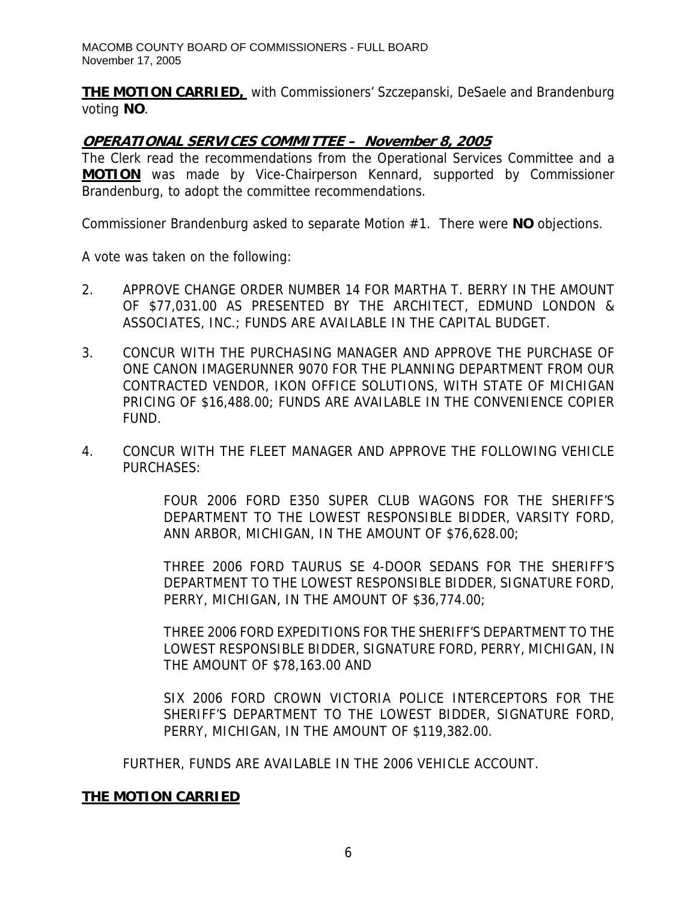**THE MOTION CARRIED,** with Commissioners' Szczepanski, DeSaele and Brandenburg voting **NO**.

## ***OPERATIONAL SERVICES COMMITTEE – November 8, 2005***

The Clerk read the recommendations from the Operational Services Committee and a **MOTION** was made by Vice-Chairperson Kennard, supported by Commissioner Brandenburg, to adopt the committee recommendations.

Commissioner Brandenburg asked to separate Motion #1. There were **NO** objections.

A vote was taken on the following:

2. APPROVE CHANGE ORDER NUMBER 14 FOR MARTHA T. BERRY IN THE AMOUNT OF $77,031.00 AS PRESENTED BY THE ARCHITECT, EDMUND LONDON & ASSOCIATES, INC.; FUNDS ARE AVAILABLE IN THE CAPITAL BUDGET.

3. CONCUR WITH THE PURCHASING MANAGER AND APPROVE THE PURCHASE OF ONE CANON IMAGERUNNER 9070 FOR THE PLANNING DEPARTMENT FROM OUR CONTRACTED VENDOR, IKON OFFICE SOLUTIONS, WITH STATE OF MICHIGAN PRICING OF $16,488.00; FUNDS ARE AVAILABLE IN THE CONVENIENCE COPIER FUND.

4. CONCUR WITH THE FLEET MANAGER AND APPROVE THE FOLLOWING VEHICLE PURCHASES:

   FOUR 2006 FORD E350 SUPER CLUB WAGONS FOR THE SHERIFF'S DEPARTMENT TO THE LOWEST RESPONSIBLE BIDDER, VARSITY FORD, ANN ARBOR, MICHIGAN, IN THE AMOUNT OF $76,628.00;

   THREE 2006 FORD TAURUS SE 4-DOOR SEDANS FOR THE SHERIFF'S DEPARTMENT TO THE LOWEST RESPONSIBLE BIDDER, SIGNATURE FORD, PERRY, MICHIGAN, IN THE AMOUNT OF $36,774.00;

   THREE 2006 FORD EXPEDITIONS FOR THE SHERIFF'S DEPARTMENT TO THE LOWEST RESPONSIBLE BIDDER, SIGNATURE FORD, PERRY, MICHIGAN, IN THE AMOUNT OF $78,163.00 AND

   SIX 2006 FORD CROWN VICTORIA POLICE INTERCEPTORS FOR THE SHERIFF'S DEPARTMENT TO THE LOWEST BIDDER, SIGNATURE FORD, PERRY, MICHIGAN, IN THE AMOUNT OF $119,382.00.

   FURTHER, FUNDS ARE AVAILABLE IN THE 2006 VEHICLE ACCOUNT.

**THE MOTION CARRIED**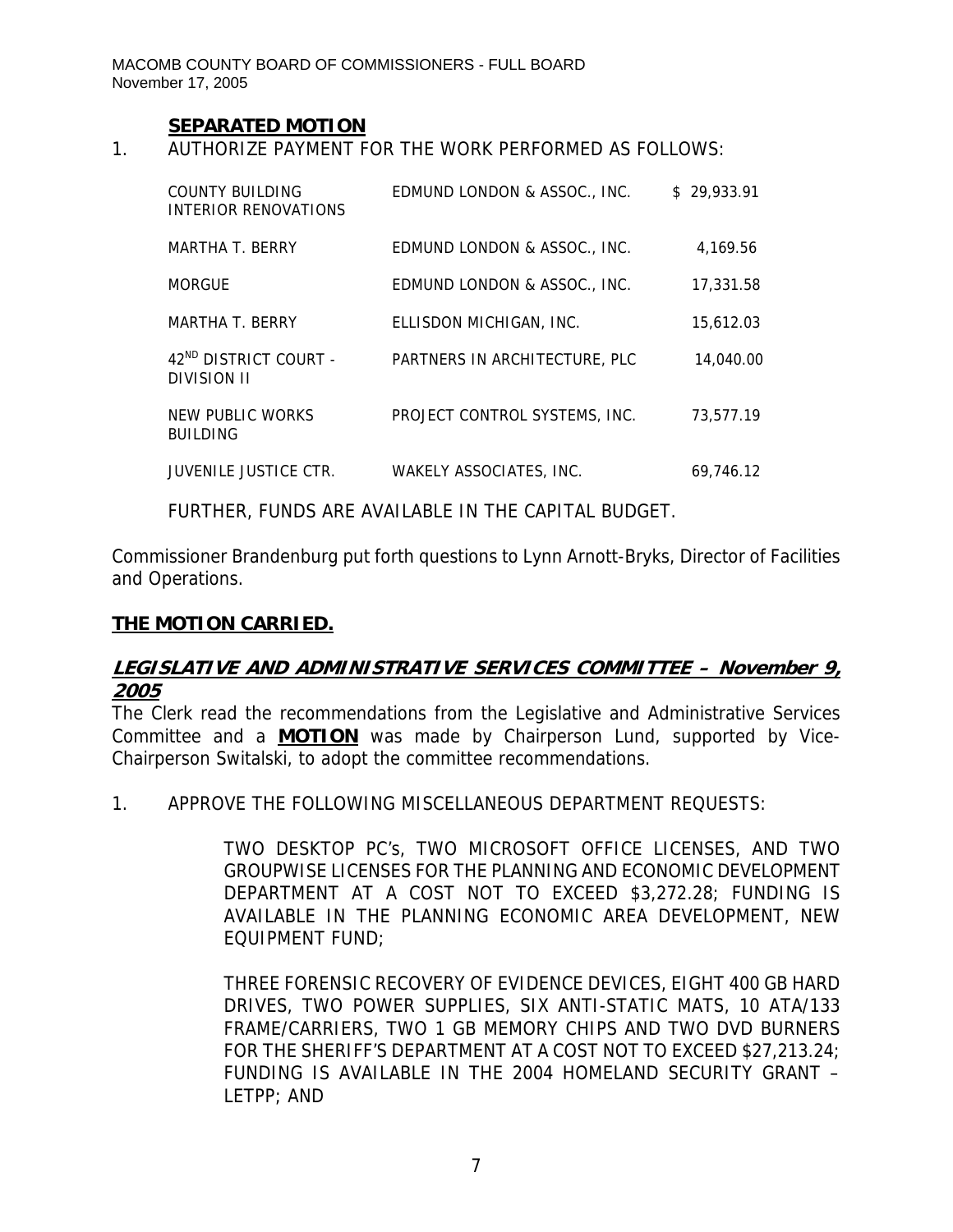**SEPARATED MOTION**

1. AUTHORIZE PAYMENT FOR THE WORK PERFORMED AS FOLLOWS:

| | | |
|---|---|---|
| COUNTY BUILDING INTERIOR RENOVATIONS | EDMUND LONDON & ASSOC., INC. | $ 29,933.91 |
| MARTHA T. BERRY | EDMUND LONDON & ASSOC., INC. | 4,169.56 |
| MORGUE | EDMUND LONDON & ASSOC., INC. | 17,331.58 |
| MARTHA T. BERRY | ELLISDON MICHIGAN, INC. | 15,612.03 |
| 42ND DISTRICT COURT - DIVISION II | PARTNERS IN ARCHITECTURE, PLC | 14,040.00 |
| NEW PUBLIC WORKS BUILDING | PROJECT CONTROL SYSTEMS, INC. | 73,577.19 |
| JUVENILE JUSTICE CTR. | WAKELY ASSOCIATES, INC. | 69,746.12 |

FURTHER, FUNDS ARE AVAILABLE IN THE CAPITAL BUDGET.

Commissioner Brandenburg put forth questions to Lynn Arnott-Bryks, Director of Facilities and Operations.

**THE MOTION CARRIED.**

## ***LEGISLATIVE AND ADMINISTRATIVE SERVICES COMMITTEE – November 9, 2005***

The Clerk read the recommendations from the Legislative and Administrative Services Committee and a **MOTION** was made by Chairperson Lund, supported by Vice-Chairperson Switalski, to adopt the committee recommendations.

1. APPROVE THE FOLLOWING MISCELLANEOUS DEPARTMENT REQUESTS:

   TWO DESKTOP PC's, TWO MICROSOFT OFFICE LICENSES, AND TWO GROUPWISE LICENSES FOR THE PLANNING AND ECONOMIC DEVELOPMENT DEPARTMENT AT A COST NOT TO EXCEED $3,272.28; FUNDING IS AVAILABLE IN THE PLANNING ECONOMIC AREA DEVELOPMENT, NEW EQUIPMENT FUND;

   THREE FORENSIC RECOVERY OF EVIDENCE DEVICES, EIGHT 400 GB HARD DRIVES, TWO POWER SUPPLIES, SIX ANTI-STATIC MATS, 10 ATA/133 FRAME/CARRIERS, TWO 1 GB MEMORY CHIPS AND TWO DVD BURNERS FOR THE SHERIFF'S DEPARTMENT AT A COST NOT TO EXCEED $27,213.24; FUNDING IS AVAILABLE IN THE 2004 HOMELAND SECURITY GRANT – LETPP; AND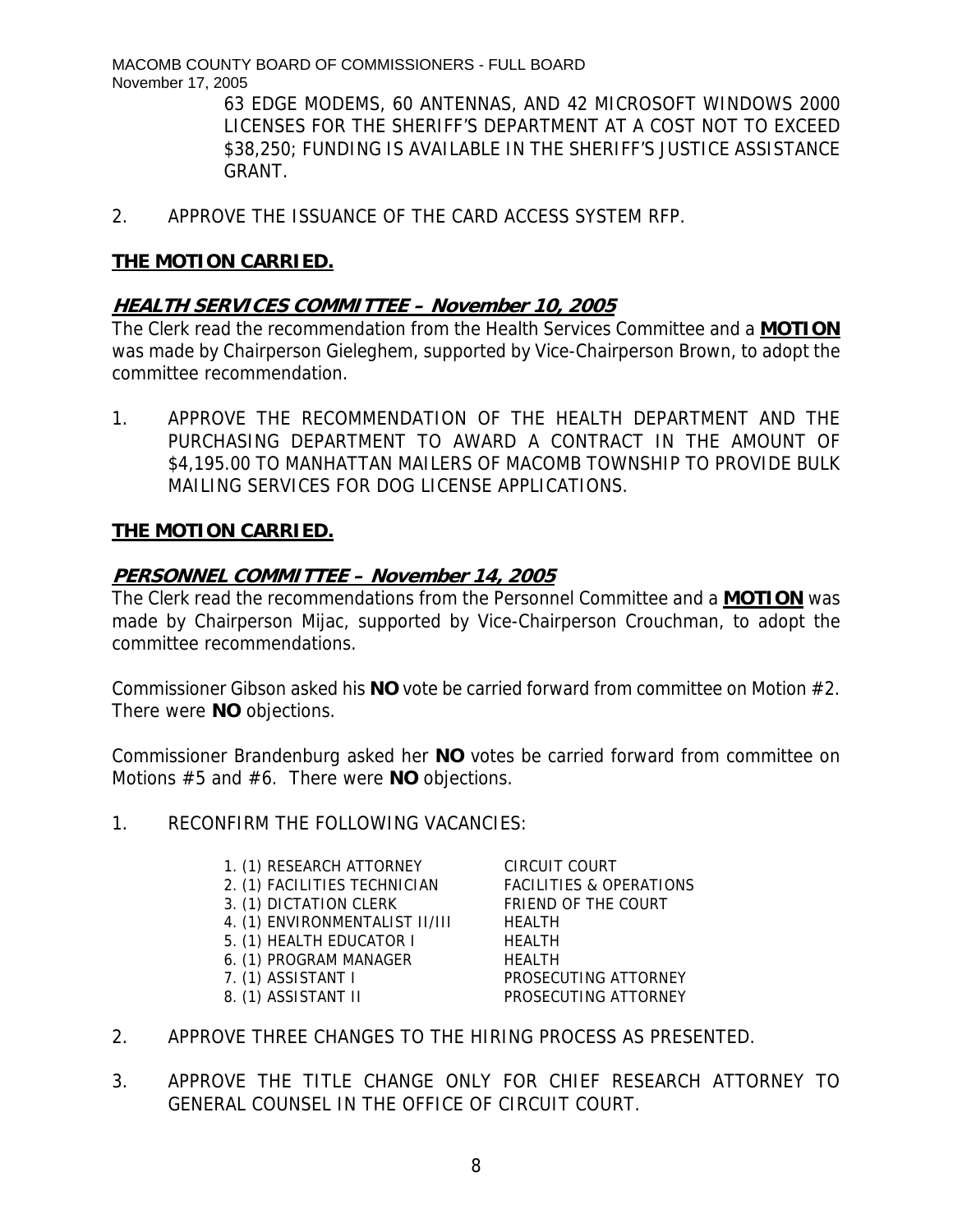63 EDGE MODEMS, 60 ANTENNAS, AND 42 MICROSOFT WINDOWS 2000 LICENSES FOR THE SHERIFF'S DEPARTMENT AT A COST NOT TO EXCEED $38,250; FUNDING IS AVAILABLE IN THE SHERIFF'S JUSTICE ASSISTANCE GRANT.

2. APPROVE THE ISSUANCE OF THE CARD ACCESS SYSTEM RFP.

**THE MOTION CARRIED.**

## HEALTH SERVICES COMMITTEE – November 10, 2005

The Clerk read the recommendation from the Health Services Committee and a **MOTION** was made by Chairperson Gieleghem, supported by Vice-Chairperson Brown, to adopt the committee recommendation.

1. APPROVE THE RECOMMENDATION OF THE HEALTH DEPARTMENT AND THE PURCHASING DEPARTMENT TO AWARD A CONTRACT IN THE AMOUNT OF $4,195.00 TO MANHATTAN MAILERS OF MACOMB TOWNSHIP TO PROVIDE BULK MAILING SERVICES FOR DOG LICENSE APPLICATIONS.

**THE MOTION CARRIED.**

## PERSONNEL COMMITTEE – November 14, 2005

The Clerk read the recommendations from the Personnel Committee and a **MOTION** was made by Chairperson Mijac, supported by Vice-Chairperson Crouchman, to adopt the committee recommendations.

Commissioner Gibson asked his **NO** vote be carried forward from committee on Motion #2. There were **NO** objections.

Commissioner Brandenburg asked her **NO** votes be carried forward from committee on Motions #5 and #6. There were **NO** objections.

1. RECONFIRM THE FOLLOWING VACANCIES:

| | |
|---|---|
| 1. (1) RESEARCH ATTORNEY | CIRCUIT COURT |
| 2. (1) FACILITIES TECHNICIAN | FACILITIES & OPERATIONS |
| 3. (1) DICTATION CLERK | FRIEND OF THE COURT |
| 4. (1) ENVIRONMENTALIST II/III | HEALTH |
| 5. (1) HEALTH EDUCATOR I | HEALTH |
| 6. (1) PROGRAM MANAGER | HEALTH |
| 7. (1) ASSISTANT I | PROSECUTING ATTORNEY |
| 8. (1) ASSISTANT II | PROSECUTING ATTORNEY |

2. APPROVE THREE CHANGES TO THE HIRING PROCESS AS PRESENTED.

3. APPROVE THE TITLE CHANGE ONLY FOR CHIEF RESEARCH ATTORNEY TO GENERAL COUNSEL IN THE OFFICE OF CIRCUIT COURT.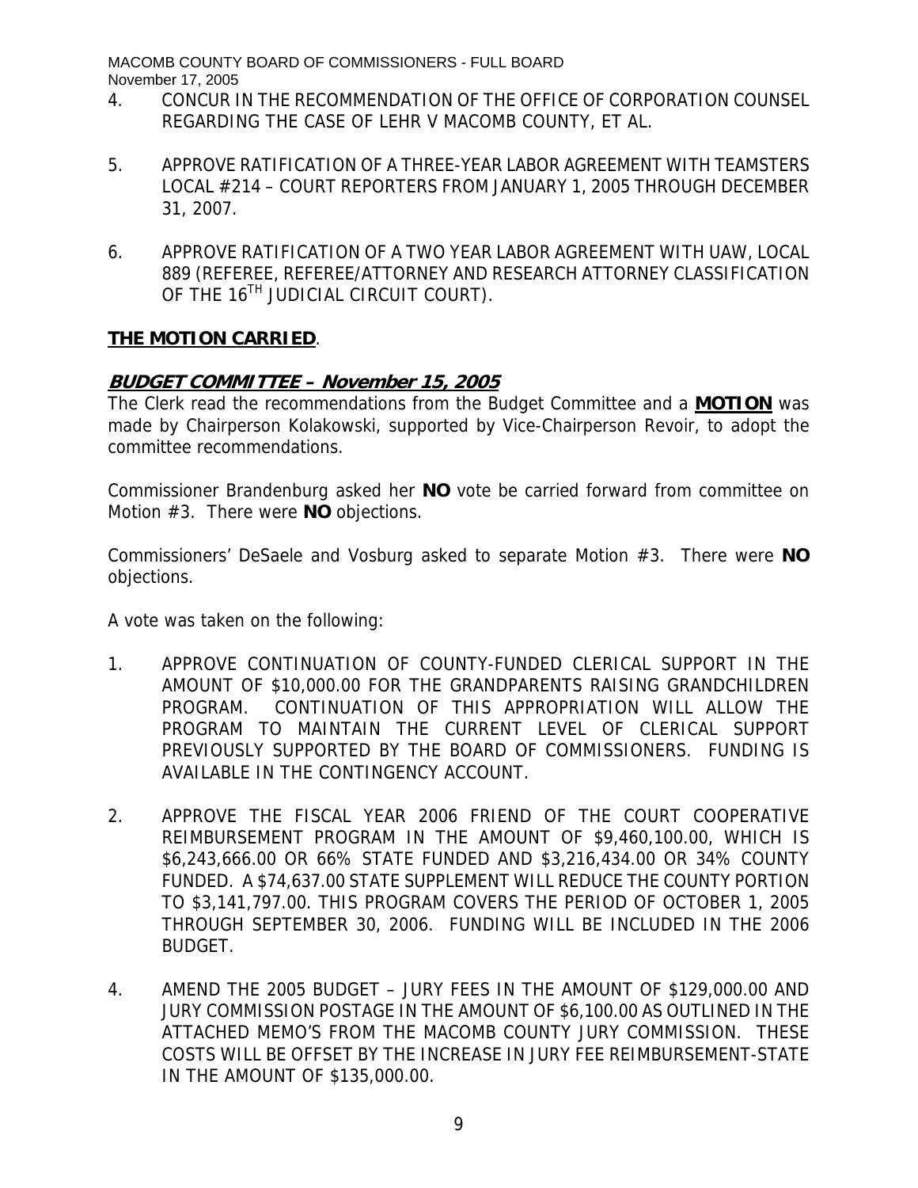4. CONCUR IN THE RECOMMENDATION OF THE OFFICE OF CORPORATION COUNSEL REGARDING THE CASE OF LEHR V MACOMB COUNTY, ET AL.

5. APPROVE RATIFICATION OF A THREE-YEAR LABOR AGREEMENT WITH TEAMSTERS LOCAL #214 – COURT REPORTERS FROM JANUARY 1, 2005 THROUGH DECEMBER 31, 2007.

6. APPROVE RATIFICATION OF A TWO YEAR LABOR AGREEMENT WITH UAW, LOCAL 889 (REFEREE, REFEREE/ATTORNEY AND RESEARCH ATTORNEY CLASSIFICATION OF THE 16TH JUDICIAL CIRCUIT COURT).

**THE MOTION CARRIED**.

## BUDGET COMMITTEE – November 15, 2005

The Clerk read the recommendations from the Budget Committee and a **MOTION** was made by Chairperson Kolakowski, supported by Vice-Chairperson Revoir, to adopt the committee recommendations.

Commissioner Brandenburg asked her **NO** vote be carried forward from committee on Motion #3. There were **NO** objections.

Commissioners' DeSaele and Vosburg asked to separate Motion #3. There were **NO** objections.

A vote was taken on the following:

1. APPROVE CONTINUATION OF COUNTY-FUNDED CLERICAL SUPPORT IN THE AMOUNT OF $10,000.00 FOR THE GRANDPARENTS RAISING GRANDCHILDREN PROGRAM. CONTINUATION OF THIS APPROPRIATION WILL ALLOW THE PROGRAM TO MAINTAIN THE CURRENT LEVEL OF CLERICAL SUPPORT PREVIOUSLY SUPPORTED BY THE BOARD OF COMMISSIONERS. FUNDING IS AVAILABLE IN THE CONTINGENCY ACCOUNT.

2. APPROVE THE FISCAL YEAR 2006 FRIEND OF THE COURT COOPERATIVE REIMBURSEMENT PROGRAM IN THE AMOUNT OF $9,460,100.00, WHICH IS $6,243,666.00 OR 66% STATE FUNDED AND $3,216,434.00 OR 34% COUNTY FUNDED. A $74,637.00 STATE SUPPLEMENT WILL REDUCE THE COUNTY PORTION TO $3,141,797.00. THIS PROGRAM COVERS THE PERIOD OF OCTOBER 1, 2005 THROUGH SEPTEMBER 30, 2006. FUNDING WILL BE INCLUDED IN THE 2006 BUDGET.

4. AMEND THE 2005 BUDGET – JURY FEES IN THE AMOUNT OF $129,000.00 AND JURY COMMISSION POSTAGE IN THE AMOUNT OF $6,100.00 AS OUTLINED IN THE ATTACHED MEMO'S FROM THE MACOMB COUNTY JURY COMMISSION. THESE COSTS WILL BE OFFSET BY THE INCREASE IN JURY FEE REIMBURSEMENT-STATE IN THE AMOUNT OF $135,000.00.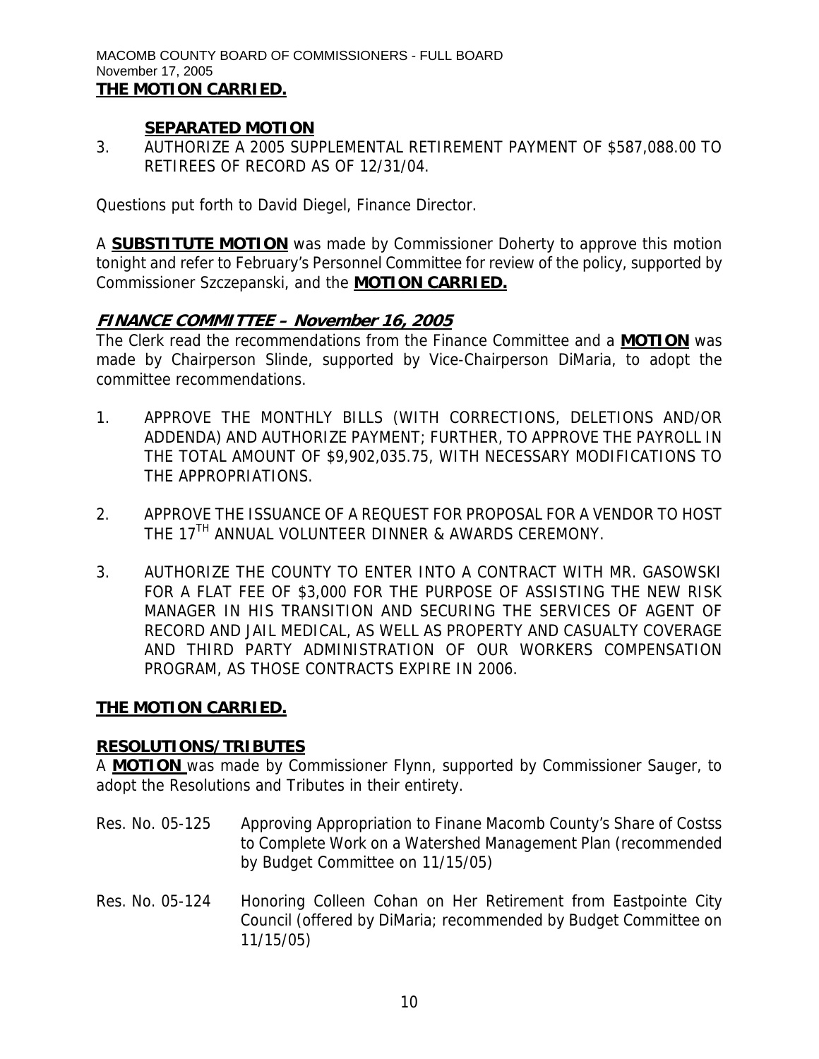**THE MOTION CARRIED.**

**SEPARATED MOTION**

3. AUTHORIZE A 2005 SUPPLEMENTAL RETIREMENT PAYMENT OF $587,088.00 TO RETIREES OF RECORD AS OF 12/31/04.

Questions put forth to David Diegel, Finance Director.

A **SUBSTITUTE MOTION** was made by Commissioner Doherty to approve this motion tonight and refer to February's Personnel Committee for review of the policy, supported by Commissioner Szczepanski, and the **MOTION CARRIED.**

## ***FINANCE COMMITTEE – November 16, 2005***

The Clerk read the recommendations from the Finance Committee and a **MOTION** was made by Chairperson Slinde, supported by Vice-Chairperson DiMaria, to adopt the committee recommendations.

1. APPROVE THE MONTHLY BILLS (WITH CORRECTIONS, DELETIONS AND/OR ADDENDA) AND AUTHORIZE PAYMENT; FURTHER, TO APPROVE THE PAYROLL IN THE TOTAL AMOUNT OF $9,902,035.75, WITH NECESSARY MODIFICATIONS TO THE APPROPRIATIONS.

2. APPROVE THE ISSUANCE OF A REQUEST FOR PROPOSAL FOR A VENDOR TO HOST THE 17TH ANNUAL VOLUNTEER DINNER & AWARDS CEREMONY.

3. AUTHORIZE THE COUNTY TO ENTER INTO A CONTRACT WITH MR. GASOWSKI FOR A FLAT FEE OF $3,000 FOR THE PURPOSE OF ASSISTING THE NEW RISK MANAGER IN HIS TRANSITION AND SECURING THE SERVICES OF AGENT OF RECORD AND JAIL MEDICAL, AS WELL AS PROPERTY AND CASUALTY COVERAGE AND THIRD PARTY ADMINISTRATION OF OUR WORKERS COMPENSATION PROGRAM, AS THOSE CONTRACTS EXPIRE IN 2006.

**THE MOTION CARRIED.**

## **RESOLUTIONS/TRIBUTES**

A **MOTION** was made by Commissioner Flynn, supported by Commissioner Sauger, to adopt the Resolutions and Tributes in their entirety.

Res. No. 05-125 Approving Appropriation to Finane Macomb County's Share of Costss to Complete Work on a Watershed Management Plan (recommended by Budget Committee on 11/15/05)

Res. No. 05-124 Honoring Colleen Cohan on Her Retirement from Eastpointe City Council (offered by DiMaria; recommended by Budget Committee on 11/15/05)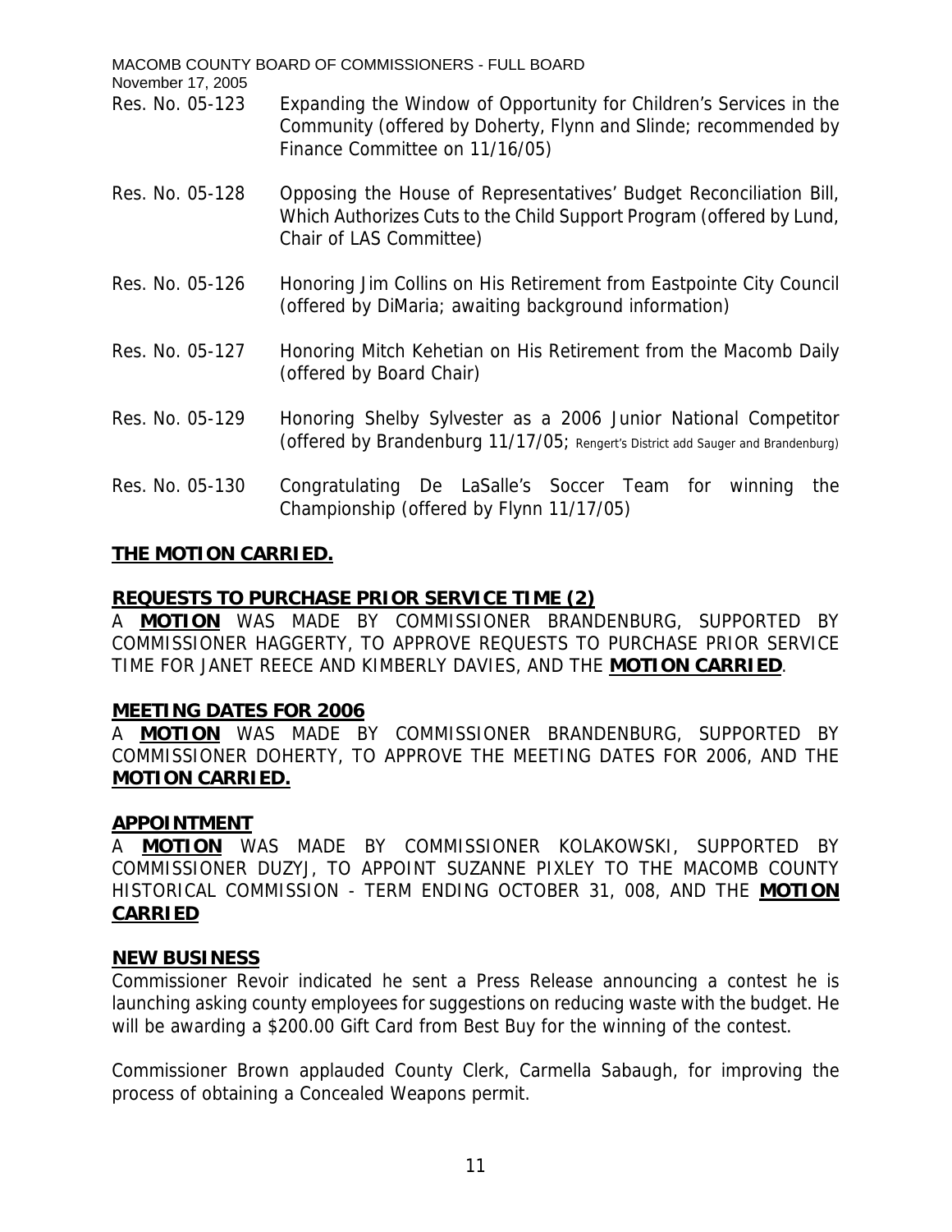Res. No. 05-123 Expanding the Window of Opportunity for Children's Services in the Community (offered by Doherty, Flynn and Slinde; recommended by Finance Committee on 11/16/05)

Res. No. 05-128 Opposing the House of Representatives' Budget Reconciliation Bill, Which Authorizes Cuts to the Child Support Program (offered by Lund, Chair of LAS Committee)

Res. No. 05-126 Honoring Jim Collins on His Retirement from Eastpointe City Council (offered by DiMaria; awaiting background information)

Res. No. 05-127 Honoring Mitch Kehetian on His Retirement from the Macomb Daily (offered by Board Chair)

Res. No. 05-129 Honoring Shelby Sylvester as a 2006 Junior National Competitor (offered by Brandenburg 11/17/05; Rengert's District add Sauger and Brandenburg)

Res. No. 05-130 Congratulating De LaSalle's Soccer Team for winning the Championship (offered by Flynn 11/17/05)

**THE MOTION CARRIED.**

## REQUESTS TO PURCHASE PRIOR SERVICE TIME (2)

A **MOTION** WAS MADE BY COMMISSIONER BRANDENBURG, SUPPORTED BY COMMISSIONER HAGGERTY, TO APPROVE REQUESTS TO PURCHASE PRIOR SERVICE TIME FOR JANET REECE AND KIMBERLY DAVIES, AND THE **MOTION CARRIED**.

## MEETING DATES FOR 2006

A **MOTION** WAS MADE BY COMMISSIONER BRANDENBURG, SUPPORTED BY COMMISSIONER DOHERTY, TO APPROVE THE MEETING DATES FOR 2006, AND THE **MOTION CARRIED.**

## APPOINTMENT

A **MOTION** WAS MADE BY COMMISSIONER KOLAKOWSKI, SUPPORTED BY COMMISSIONER DUZYJ, TO APPOINT SUZANNE PIXLEY TO THE MACOMB COUNTY HISTORICAL COMMISSION - TERM ENDING OCTOBER 31, 008, AND THE **MOTION CARRIED**

## NEW BUSINESS

Commissioner Revoir indicated he sent a Press Release announcing a contest he is launching asking county employees for suggestions on reducing waste with the budget. He will be awarding a $200.00 Gift Card from Best Buy for the winning of the contest.

Commissioner Brown applauded County Clerk, Carmella Sabaugh, for improving the process of obtaining a Concealed Weapons permit.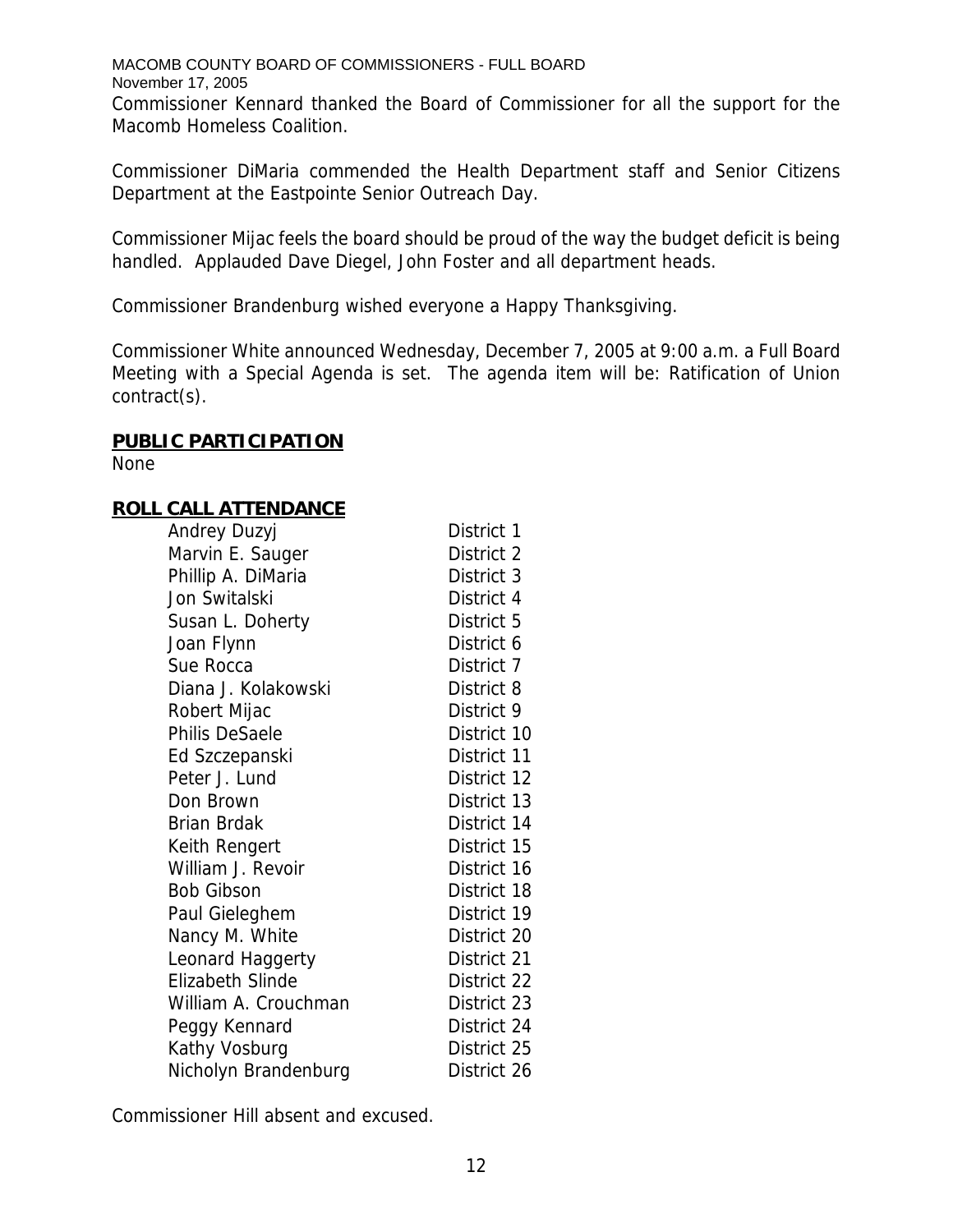Commissioner Kennard thanked the Board of Commissioner for all the support for the Macomb Homeless Coalition.

Commissioner DiMaria commended the Health Department staff and Senior Citizens Department at the Eastpointe Senior Outreach Day.

Commissioner Mijac feels the board should be proud of the way the budget deficit is being handled. Applauded Dave Diegel, John Foster and all department heads.

Commissioner Brandenburg wished everyone a Happy Thanksgiving.

Commissioner White announced Wednesday, December 7, 2005 at 9:00 a.m. a Full Board Meeting with a Special Agenda is set. The agenda item will be: Ratification of Union contract(s).

## PUBLIC PARTICIPATION

None

## ROLL CALL ATTENDANCE

| | |
|---|---|
| Andrey Duzyj | District 1 |
| Marvin E. Sauger | District 2 |
| Phillip A. DiMaria | District 3 |
| Jon Switalski | District 4 |
| Susan L. Doherty | District 5 |
| Joan Flynn | District 6 |
| Sue Rocca | District 7 |
| Diana J. Kolakowski | District 8 |
| Robert Mijac | District 9 |
| Philis DeSaele | District 10 |
| Ed Szczepanski | District 11 |
| Peter J. Lund | District 12 |
| Don Brown | District 13 |
| Brian Brdak | District 14 |
| Keith Rengert | District 15 |
| William J. Revoir | District 16 |
| Bob Gibson | District 18 |
| Paul Gieleghem | District 19 |
| Nancy M. White | District 20 |
| Leonard Haggerty | District 21 |
| Elizabeth Slinde | District 22 |
| William A. Crouchman | District 23 |
| Peggy Kennard | District 24 |
| Kathy Vosburg | District 25 |
| Nicholyn Brandenburg | District 26 |

Commissioner Hill absent and excused.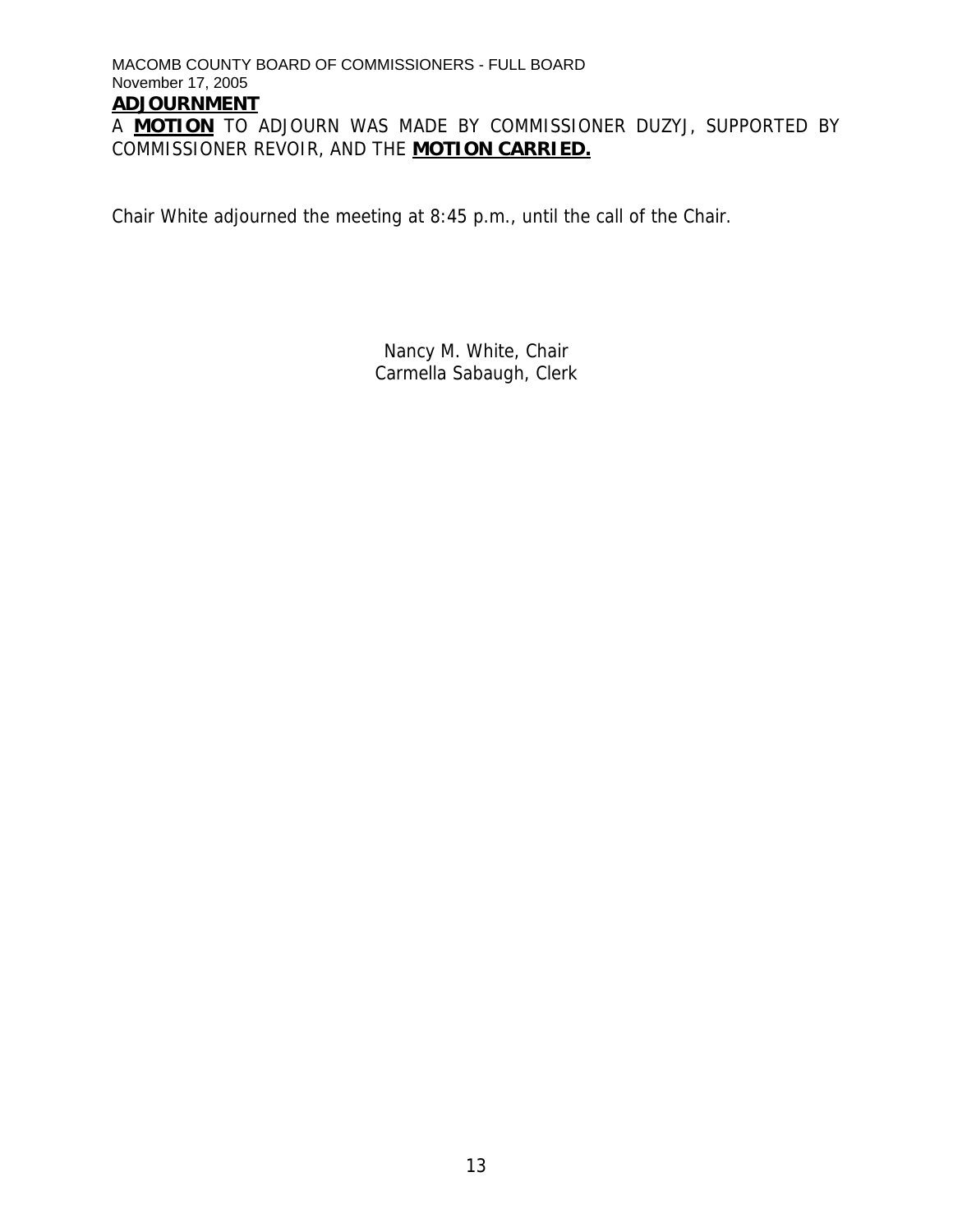## ADJOURNMENT

A **MOTION** TO ADJOURN WAS MADE BY COMMISSIONER DUZYJ, SUPPORTED BY COMMISSIONER REVOIR, AND THE **MOTION CARRIED.**

Chair White adjourned the meeting at 8:45 p.m., until the call of the Chair.

Nancy M. White, Chair
Carmella Sabaugh, Clerk